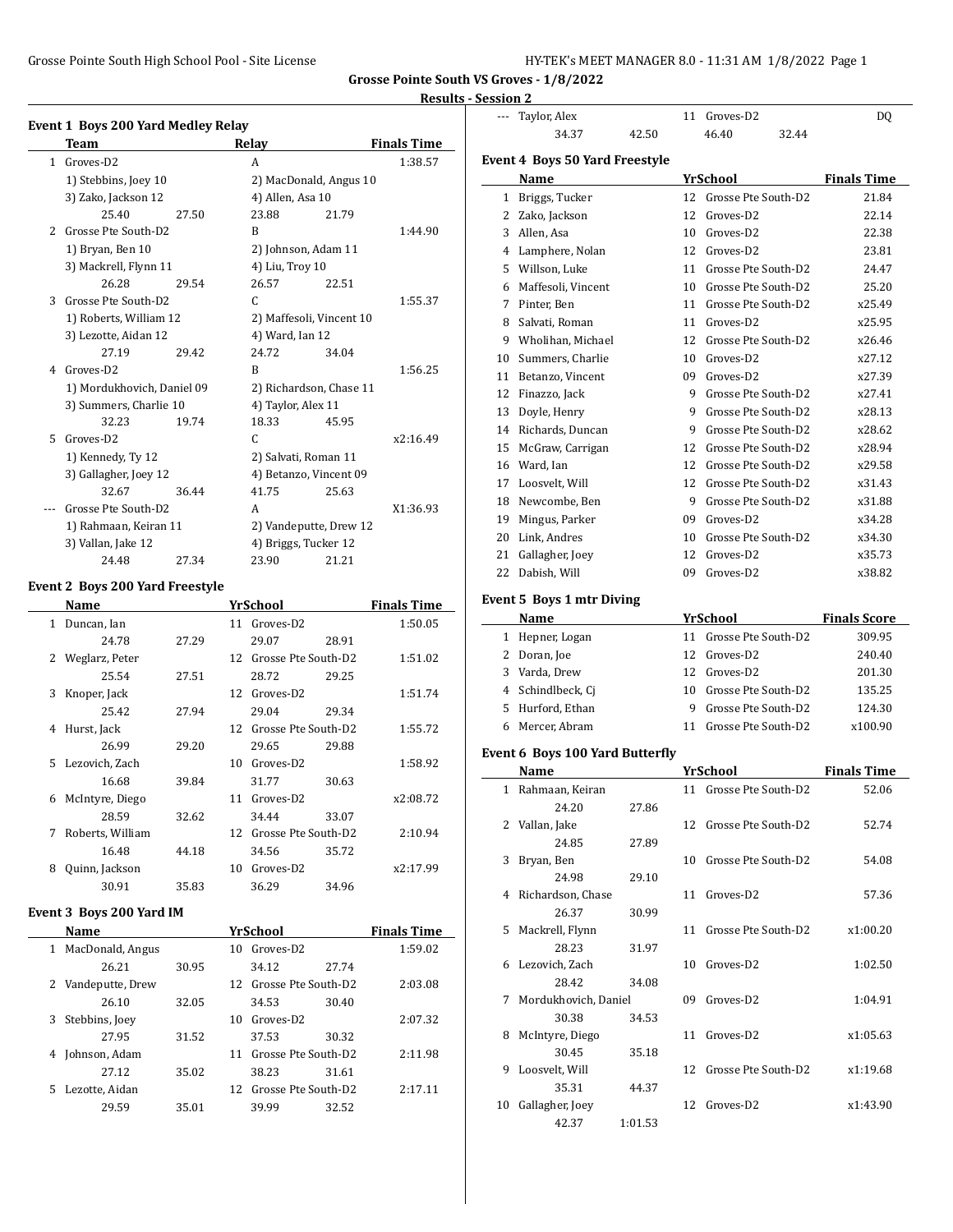**Grosse Pointe South VS Groves - 1/8/2022**

**Results - Session 2**

### Event 1 Boys 200 Yard Medley Relay

| | Team | Relay | Finals Time |
|---|---|---|---|
| 1 | Groves-D2 | A | 1:38.57 |
| | 1) Stebbins, Joey 10 | 2) MacDonald, Angus 10 | |
| | 3) Zako, Jackson 12 | 4) Allen, Asa 10 | |
| | 25.40 27.50 | 23.88 21.79 | |
| 2 | Grosse Pte South-D2 | B | 1:44.90 |
| | 1) Bryan, Ben 10 | 2) Johnson, Adam 11 | |
| | 3) Mackrell, Flynn 11 | 4) Liu, Troy 10 | |
| | 26.28 29.54 | 26.57 22.51 | |
| 3 | Grosse Pte South-D2 | C | 1:55.37 |
| | 1) Roberts, William 12 | 2) Maffesoli, Vincent 10 | |
| | 3) Lezotte, Aidan 12 | 4) Ward, Ian 12 | |
| | 27.19 29.42 | 24.72 34.04 | |
| 4 | Groves-D2 | B | 1:56.25 |
| | 1) Mordukhovich, Daniel 09 | 2) Richardson, Chase 11 | |
| | 3) Summers, Charlie 10 | 4) Taylor, Alex 11 | |
| | 32.23 19.74 | 18.33 45.95 | |
| 5 | Groves-D2 | C | x2:16.49 |
| | 1) Kennedy, Ty 12 | 2) Salvati, Roman 11 | |
| | 3) Gallagher, Joey 12 | 4) Betanzo, Vincent 09 | |
| | 32.67 36.44 | 41.75 25.63 | |
| --- | Grosse Pte South-D2 | A | X1:36.93 |
| | 1) Rahmaan, Keiran 11 | 2) Vandeputte, Drew 12 | |
| | 3) Vallan, Jake 12 | 4) Briggs, Tucker 12 | |
| | 24.48 27.34 | 23.90 21.21 | |

### Event 2 Boys 200 Yard Freestyle

| | Name | Yr | School | Finals Time |
|---|---|---|---|---|
| 1 | Duncan, Ian | 11 | Groves-D2 | 1:50.05 |
| | 24.78 27.29 | | 29.07 28.91 | |
| 2 | Weglarz, Peter | 12 | Grosse Pte South-D2 | 1:51.02 |
| | 25.54 27.51 | | 28.72 29.25 | |
| 3 | Knoper, Jack | 12 | Groves-D2 | 1:51.74 |
| | 25.42 27.94 | | 29.04 29.34 | |
| 4 | Hurst, Jack | 12 | Grosse Pte South-D2 | 1:55.72 |
| | 26.99 29.20 | | 29.65 29.88 | |
| 5 | Lezovich, Zach | 10 | Groves-D2 | 1:58.92 |
| | 16.68 39.84 | | 31.77 30.63 | |
| 6 | McIntyre, Diego | 11 | Groves-D2 | x2:08.72 |
| | 28.59 32.62 | | 34.44 33.07 | |
| 7 | Roberts, William | 12 | Grosse Pte South-D2 | 2:10.94 |
| | 16.48 44.18 | | 34.56 35.72 | |
| 8 | Quinn, Jackson | 10 | Groves-D2 | x2:17.99 |
| | 30.91 35.83 | | 36.29 34.96 | |

### Event 3 Boys 200 Yard IM

| | Name | Yr | School | Finals Time |
|---|---|---|---|---|
| 1 | MacDonald, Angus | 10 | Groves-D2 | 1:59.02 |
| | 26.21 30.95 | | 34.12 27.74 | |
| 2 | Vandeputte, Drew | 12 | Grosse Pte South-D2 | 2:03.08 |
| | 26.10 32.05 | | 34.53 30.40 | |
| 3 | Stebbins, Joey | 10 | Groves-D2 | 2:07.32 |
| | 27.95 31.52 | | 37.53 30.32 | |
| 4 | Johnson, Adam | 11 | Grosse Pte South-D2 | 2:11.98 |
| | 27.12 35.02 | | 38.23 31.61 | |
| 5 | Lezotte, Aidan | 12 | Grosse Pte South-D2 | 2:17.11 |
| | 29.59 35.01 | | 39.99 32.52 | |
| --- | Taylor, Alex | 11 | Groves-D2 | DQ |
| | 34.37 42.50 | | 46.40 32.44 | |

### Event 4 Boys 50 Yard Freestyle

| | Name | Yr | School | Finals Time |
|---|---|---|---|---|
| 1 | Briggs, Tucker | 12 | Grosse Pte South-D2 | 21.84 |
| 2 | Zako, Jackson | 12 | Groves-D2 | 22.14 |
| 3 | Allen, Asa | 10 | Groves-D2 | 22.38 |
| 4 | Lamphere, Nolan | 12 | Groves-D2 | 23.81 |
| 5 | Willson, Luke | 11 | Grosse Pte South-D2 | 24.47 |
| 6 | Maffesoli, Vincent | 10 | Grosse Pte South-D2 | 25.20 |
| 7 | Pinter, Ben | 11 | Grosse Pte South-D2 | x25.49 |
| 8 | Salvati, Roman | 11 | Groves-D2 | x25.95 |
| 9 | Wholihan, Michael | 12 | Grosse Pte South-D2 | x26.46 |
| 10 | Summers, Charlie | 10 | Groves-D2 | x27.12 |
| 11 | Betanzo, Vincent | 09 | Groves-D2 | x27.39 |
| 12 | Finazzo, Jack | 9 | Grosse Pte South-D2 | x27.41 |
| 13 | Doyle, Henry | 9 | Grosse Pte South-D2 | x28.13 |
| 14 | Richards, Duncan | 9 | Grosse Pte South-D2 | x28.62 |
| 15 | McGraw, Carrigan | 12 | Grosse Pte South-D2 | x28.94 |
| 16 | Ward, Ian | 12 | Grosse Pte South-D2 | x29.58 |
| 17 | Loosvelt, Will | 12 | Grosse Pte South-D2 | x31.43 |
| 18 | Newcombe, Ben | 9 | Grosse Pte South-D2 | x31.88 |
| 19 | Mingus, Parker | 09 | Groves-D2 | x34.28 |
| 20 | Link, Andres | 10 | Grosse Pte South-D2 | x34.30 |
| 21 | Gallagher, Joey | 12 | Groves-D2 | x35.73 |
| 22 | Dabish, Will | 09 | Groves-D2 | x38.82 |

### Event 5 Boys 1 mtr Diving

| | Name | Yr | School | Finals Score |
|---|---|---|---|---|
| 1 | Hepner, Logan | 11 | Grosse Pte South-D2 | 309.95 |
| 2 | Doran, Joe | 12 | Groves-D2 | 240.40 |
| 3 | Varda, Drew | 12 | Groves-D2 | 201.30 |
| 4 | Schindlbeck, Cj | 10 | Grosse Pte South-D2 | 135.25 |
| 5 | Hurford, Ethan | 9 | Grosse Pte South-D2 | 124.30 |
| 6 | Mercer, Abram | 11 | Grosse Pte South-D2 | x100.90 |

### Event 6 Boys 100 Yard Butterfly

| | Name | Yr | School | Finals Time |
|---|---|---|---|---|
| 1 | Rahmaan, Keiran | 11 | Grosse Pte South-D2 | 52.06 |
| | 24.20 27.86 | | | |
| 2 | Vallan, Jake | 12 | Grosse Pte South-D2 | 52.74 |
| | 24.85 27.89 | | | |
| 3 | Bryan, Ben | 10 | Grosse Pte South-D2 | 54.08 |
| | 24.98 29.10 | | | |
| 4 | Richardson, Chase | 11 | Groves-D2 | 57.36 |
| | 26.37 30.99 | | | |
| 5 | Mackrell, Flynn | 11 | Grosse Pte South-D2 | x1:00.20 |
| | 28.23 31.97 | | | |
| 6 | Lezovich, Zach | 10 | Groves-D2 | 1:02.50 |
| | 28.42 34.08 | | | |
| 7 | Mordukhovich, Daniel | 09 | Groves-D2 | 1:04.91 |
| | 30.38 34.53 | | | |
| 8 | McIntyre, Diego | 11 | Groves-D2 | x1:05.63 |
| | 30.45 35.18 | | | |
| 9 | Loosvelt, Will | 12 | Grosse Pte South-D2 | x1:19.68 |
| | 35.31 44.37 | | | |
| 10 | Gallagher, Joey | 12 | Groves-D2 | x1:43.90 |
| | 42.37 1:01.53 | | | |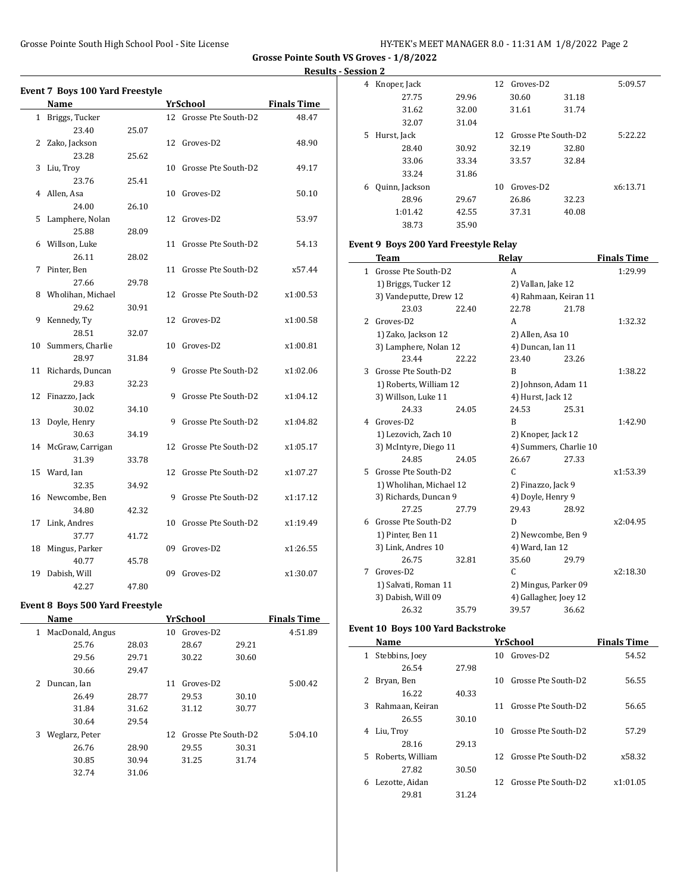**Grosse Pointe South VS Groves - 1/8/2022**

**Results - Session 2**

### Event 7 Boys 100 Yard Freestyle

| | Name | Yr | School | Finals Time |
|---|---|---|---|---|
| 1 | Briggs, Tucker | 12 | Grosse Pte South-D2 | 48.47 |
| | 23.40 25.07 | | | |
| 2 | Zako, Jackson | 12 | Groves-D2 | 48.90 |
| | 23.28 25.62 | | | |
| 3 | Liu, Troy | 10 | Grosse Pte South-D2 | 49.17 |
| | 23.76 25.41 | | | |
| 4 | Allen, Asa | 10 | Groves-D2 | 50.10 |
| | 24.00 26.10 | | | |
| 5 | Lamphere, Nolan | 12 | Groves-D2 | 53.97 |
| | 25.88 28.09 | | | |
| 6 | Willson, Luke | 11 | Grosse Pte South-D2 | 54.13 |
| | 26.11 28.02 | | | |
| 7 | Pinter, Ben | 11 | Grosse Pte South-D2 | x57.44 |
| | 27.66 29.78 | | | |
| 8 | Wholihan, Michael | 12 | Grosse Pte South-D2 | x1:00.53 |
| | 29.62 30.91 | | | |
| 9 | Kennedy, Ty | 12 | Groves-D2 | x1:00.58 |
| | 28.51 32.07 | | | |
| 10 | Summers, Charlie | 10 | Groves-D2 | x1:00.81 |
| | 28.97 31.84 | | | |
| 11 | Richards, Duncan | 9 | Grosse Pte South-D2 | x1:02.06 |
| | 29.83 32.23 | | | |
| 12 | Finazzo, Jack | 9 | Grosse Pte South-D2 | x1:04.12 |
| | 30.02 34.10 | | | |
| 13 | Doyle, Henry | 9 | Grosse Pte South-D2 | x1:04.82 |
| | 30.63 34.19 | | | |
| 14 | McGraw, Carrigan | 12 | Grosse Pte South-D2 | x1:05.17 |
| | 31.39 33.78 | | | |
| 15 | Ward, Ian | 12 | Grosse Pte South-D2 | x1:07.27 |
| | 32.35 34.92 | | | |
| 16 | Newcombe, Ben | 9 | Grosse Pte South-D2 | x1:17.12 |
| | 34.80 42.32 | | | |
| 17 | Link, Andres | 10 | Grosse Pte South-D2 | x1:19.49 |
| | 37.77 41.72 | | | |
| 18 | Mingus, Parker | 09 | Groves-D2 | x1:26.55 |
| | 40.77 45.78 | | | |
| 19 | Dabish, Will | 09 | Groves-D2 | x1:30.07 |
| | 42.27 47.80 | | | |

### Event 8 Boys 500 Yard Freestyle

| | Name | Yr | School | Finals Time |
|---|---|---|---|---|
| 1 | MacDonald, Angus | 10 | Groves-D2 | 4:51.89 |
| | 25.76 28.03 28.67 29.21 | | | |
| | 29.56 29.71 30.22 30.60 | | | |
| | 30.66 29.47 | | | |
| 2 | Duncan, Ian | 11 | Groves-D2 | 5:00.42 |
| | 26.49 28.77 29.53 30.10 | | | |
| | 31.84 31.62 31.12 30.77 | | | |
| | 30.64 29.54 | | | |
| 3 | Weglarz, Peter | 12 | Grosse Pte South-D2 | 5:04.10 |
| | 26.76 28.90 29.55 30.31 | | | |
| | 30.85 30.94 31.25 31.74 | | | |
| | 32.74 31.06 | | | |
| 4 | Knoper, Jack | 12 | Groves-D2 | 5:09.57 |
| | 27.75 29.96 30.60 31.18 | | | |
| | 31.62 32.00 31.61 31.74 | | | |
| | 32.07 31.04 | | | |
| 5 | Hurst, Jack | 12 | Grosse Pte South-D2 | 5:22.22 |
| | 28.40 30.92 32.19 32.80 | | | |
| | 33.06 33.34 33.57 32.84 | | | |
| | 33.24 31.86 | | | |
| 6 | Quinn, Jackson | 10 | Groves-D2 | x6:13.71 |
| | 28.96 29.67 26.86 32.23 | | | |
| | 1:01.42 42.55 37.31 40.08 | | | |
| | 38.73 35.90 | | | |

### Event 9 Boys 200 Yard Freestyle Relay

| | Team | Relay | Finals Time |
|---|---|---|---|
| 1 | Grosse Pte South-D2 | A | 1:29.99 |
| | 1) Briggs, Tucker 12 | 2) Vallan, Jake 12 | |
| | 3) Vandeputte, Drew 12 | 4) Rahmaan, Keiran 11 | |
| | 23.03 22.40 | 22.78 21.78 | |
| 2 | Groves-D2 | A | 1:32.32 |
| | 1) Zako, Jackson 12 | 2) Allen, Asa 10 | |
| | 3) Lamphere, Nolan 12 | 4) Duncan, Ian 11 | |
| | 23.44 22.22 | 23.40 23.26 | |
| 3 | Grosse Pte South-D2 | B | 1:38.22 |
| | 1) Roberts, William 12 | 2) Johnson, Adam 11 | |
| | 3) Willson, Luke 11 | 4) Hurst, Jack 12 | |
| | 24.33 24.05 | 24.53 25.31 | |
| 4 | Groves-D2 | B | 1:42.90 |
| | 1) Lezovich, Zach 10 | 2) Knoper, Jack 12 | |
| | 3) McIntyre, Diego 11 | 4) Summers, Charlie 10 | |
| | 24.85 24.05 | 26.67 27.33 | |
| 5 | Grosse Pte South-D2 | C | x1:53.39 |
| | 1) Wholihan, Michael 12 | 2) Finazzo, Jack 9 | |
| | 3) Richards, Duncan 9 | 4) Doyle, Henry 9 | |
| | 27.25 27.79 | 29.43 28.92 | |
| 6 | Grosse Pte South-D2 | D | x2:04.95 |
| | 1) Pinter, Ben 11 | 2) Newcombe, Ben 9 | |
| | 3) Link, Andres 10 | 4) Ward, Ian 12 | |
| | 26.75 32.81 | 35.60 29.79 | |
| 7 | Groves-D2 | C | x2:18.30 |
| | 1) Salvati, Roman 11 | 2) Mingus, Parker 09 | |
| | 3) Dabish, Will 09 | 4) Gallagher, Joey 12 | |
| | 26.32 35.79 | 39.57 36.62 | |

### Event 10 Boys 100 Yard Backstroke

| | Name | Yr | School | Finals Time |
|---|---|---|---|---|
| 1 | Stebbins, Joey | 10 | Groves-D2 | 54.52 |
| | 26.54 27.98 | | | |
| 2 | Bryan, Ben | 10 | Grosse Pte South-D2 | 56.55 |
| | 16.22 40.33 | | | |
| 3 | Rahmaan, Keiran | 11 | Grosse Pte South-D2 | 56.65 |
| | 26.55 30.10 | | | |
| 4 | Liu, Troy | 10 | Grosse Pte South-D2 | 57.29 |
| | 28.16 29.13 | | | |
| 5 | Roberts, William | 12 | Grosse Pte South-D2 | x58.32 |
| | 27.82 30.50 | | | |
| 6 | Lezotte, Aidan | 12 | Grosse Pte South-D2 | x1:01.05 |
| | 29.81 31.24 | | | |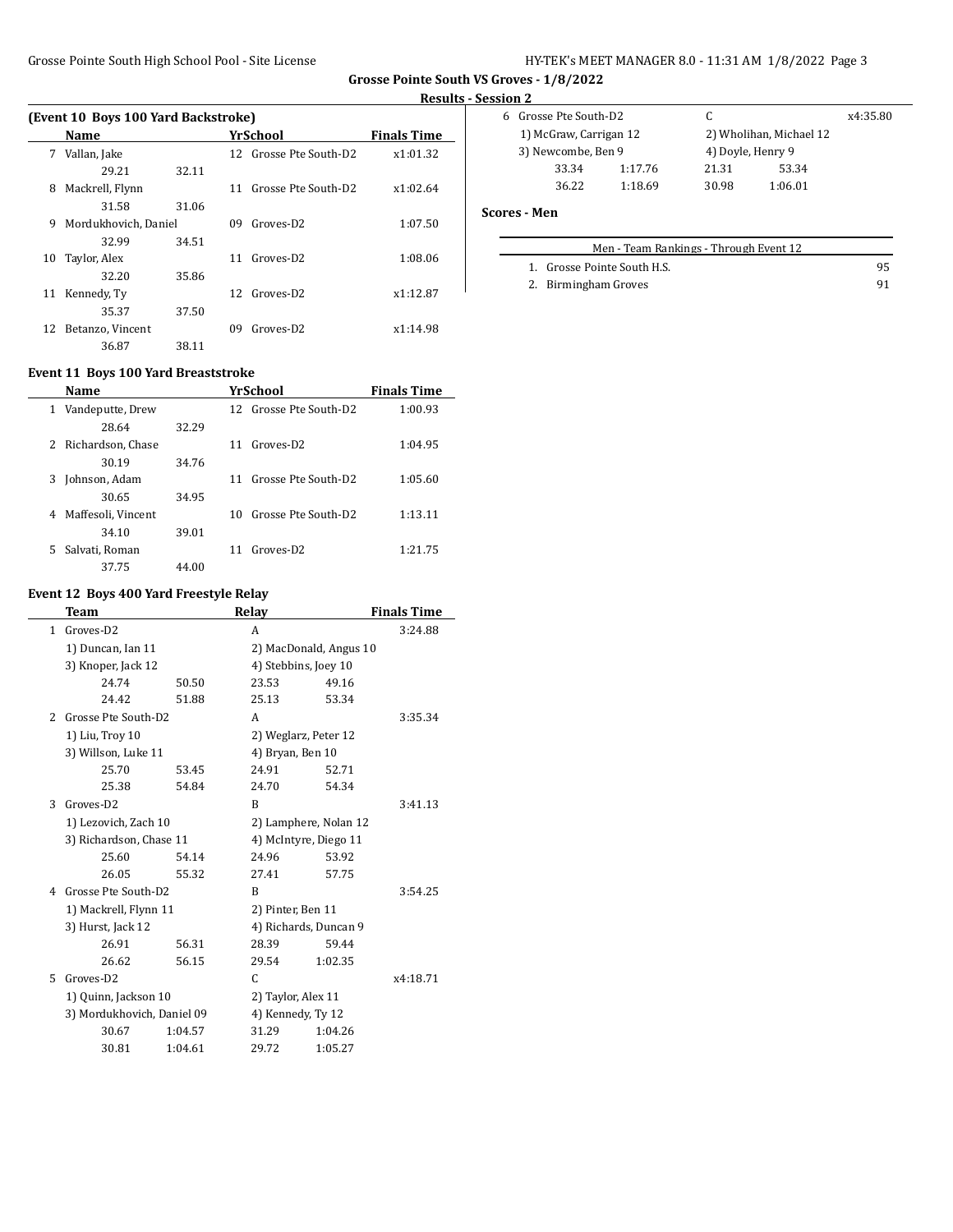**Grosse Pointe South VS Groves - 1/8/2022**

**Results - Session 2**

### (Event 10 Boys 100 Yard Backstroke)

| | Name | | Yr | School | Finals Time |
|---|---|---|---|---|---|
| 7 | Vallan, Jake | | 12 | Grosse Pte South-D2 | x1:01.32 |
| | 29.21 | 32.11 | | | |
| 8 | Mackrell, Flynn | | 11 | Grosse Pte South-D2 | x1:02.64 |
| | 31.58 | 31.06 | | | |
| 9 | Mordukhovich, Daniel | | 09 | Groves-D2 | 1:07.50 |
| | 32.99 | 34.51 | | | |
| 10 | Taylor, Alex | | 11 | Groves-D2 | 1:08.06 |
| | 32.20 | 35.86 | | | |
| 11 | Kennedy, Ty | | 12 | Groves-D2 | x1:12.87 |
| | 35.37 | 37.50 | | | |
| 12 | Betanzo, Vincent | | 09 | Groves-D2 | x1:14.98 |
| | 36.87 | 38.11 | | | |

### Event 11 Boys 100 Yard Breaststroke

| | Name | | Yr | School | Finals Time |
|---|---|---|---|---|---|
| 1 | Vandeputte, Drew | | 12 | Grosse Pte South-D2 | 1:00.93 |
| | 28.64 | 32.29 | | | |
| 2 | Richardson, Chase | | 11 | Groves-D2 | 1:04.95 |
| | 30.19 | 34.76 | | | |
| 3 | Johnson, Adam | | 11 | Grosse Pte South-D2 | 1:05.60 |
| | 30.65 | 34.95 | | | |
| 4 | Maffesoli, Vincent | | 10 | Grosse Pte South-D2 | 1:13.11 |
| | 34.10 | 39.01 | | | |
| 5 | Salvati, Roman | | 11 | Groves-D2 | 1:21.75 |
| | 37.75 | 44.00 | | | |

### Event 12 Boys 400 Yard Freestyle Relay

| | Team | | Relay | | Finals Time |
|---|---|---|---|---|---|
| 1 | Groves-D2 | | A | | 3:24.88 |
| | 1) Duncan, Ian 11 | | 2) MacDonald, Angus 10 | | |
| | 3) Knoper, Jack 12 | | 4) Stebbins, Joey 10 | | |
| | 24.74 | 50.50 | 23.53 | 49.16 | |
| | 24.42 | 51.88 | 25.13 | 53.34 | |
| 2 | Grosse Pte South-D2 | | A | | 3:35.34 |
| | 1) Liu, Troy 10 | | 2) Weglarz, Peter 12 | | |
| | 3) Willson, Luke 11 | | 4) Bryan, Ben 10 | | |
| | 25.70 | 53.45 | 24.91 | 52.71 | |
| | 25.38 | 54.84 | 24.70 | 54.34 | |
| 3 | Groves-D2 | | B | | 3:41.13 |
| | 1) Lezovich, Zach 10 | | 2) Lamphere, Nolan 12 | | |
| | 3) Richardson, Chase 11 | | 4) McIntyre, Diego 11 | | |
| | 25.60 | 54.14 | 24.96 | 53.92 | |
| | 26.05 | 55.32 | 27.41 | 57.75 | |
| 4 | Grosse Pte South-D2 | | B | | 3:54.25 |
| | 1) Mackrell, Flynn 11 | | 2) Pinter, Ben 11 | | |
| | 3) Hurst, Jack 12 | | 4) Richards, Duncan 9 | | |
| | 26.91 | 56.31 | 28.39 | 59.44 | |
| | 26.62 | 56.15 | 29.54 | 1:02.35 | |
| 5 | Groves-D2 | | C | | x4:18.71 |
| | 1) Quinn, Jackson 10 | | 2) Taylor, Alex 11 | | |
| | 3) Mordukhovich, Daniel 09 | | 4) Kennedy, Ty 12 | | |
| | 30.67 | 1:04.57 | 31.29 | 1:04.26 | |
| | 30.81 | 1:04.61 | 29.72 | 1:05.27 | |
| 6 | Grosse Pte South-D2 | | C | | x4:35.80 |
| | 1) McGraw, Carrigan 12 | | 2) Wholihan, Michael 12 | | |
| | 3) Newcombe, Ben 9 | | 4) Doyle, Henry 9 | | |
| | 33.34 | 1:17.76 | 21.31 | 53.34 | |
| | 36.22 | 1:18.69 | 30.98 | 1:06.01 | |

### Scores - Men

| Men - Team Rankings - Through Event 12 | |
|---|---|
| 1. Grosse Pointe South H.S. | 95 |
| 2. Birmingham Groves | 91 |